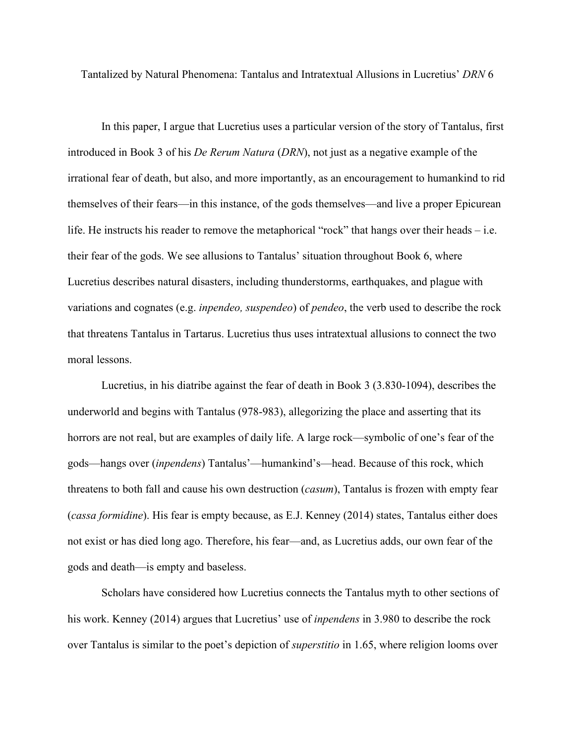# Tantalized by Natural Phenomena: Tantalus and Intratextual Allusions in Lucretius' *DRN* 6

In this paper, I argue that Lucretius uses a particular version of the story of Tantalus, first introduced in Book 3 of his *De Rerum Natura* (*DRN*), not just as a negative example of the irrational fear of death, but also, and more importantly, as an encouragement to humankind to rid themselves of their fears—in this instance, of the gods themselves—and live a proper Epicurean life. He instructs his reader to remove the metaphorical "rock" that hangs over their heads – i.e. their fear of the gods. We see allusions to Tantalus' situation throughout Book 6, where Lucretius describes natural disasters, including thunderstorms, earthquakes, and plague with variations and cognates (e.g. *inpendeo, suspendeo*) of *pendeo*, the verb used to describe the rock that threatens Tantalus in Tartarus. Lucretius thus uses intratextual allusions to connect the two moral lessons.

Lucretius, in his diatribe against the fear of death in Book 3 (3.830-1094), describes the underworld and begins with Tantalus (978-983), allegorizing the place and asserting that its horrors are not real, but are examples of daily life. A large rock—symbolic of one's fear of the gods—hangs over (*inpendens*) Tantalus'—humankind's—head. Because of this rock, which threatens to both fall and cause his own destruction (*casum*), Tantalus is frozen with empty fear (*cassa formidine*). His fear is empty because, as E.J. Kenney (2014) states, Tantalus either does not exist or has died long ago. Therefore, his fear—and, as Lucretius adds, our own fear of the gods and death—is empty and baseless.

Scholars have considered how Lucretius connects the Tantalus myth to other sections of his work. Kenney (2014) argues that Lucretius' use of *inpendens* in 3.980 to describe the rock over Tantalus is similar to the poet's depiction of *superstitio* in 1.65, where religion looms over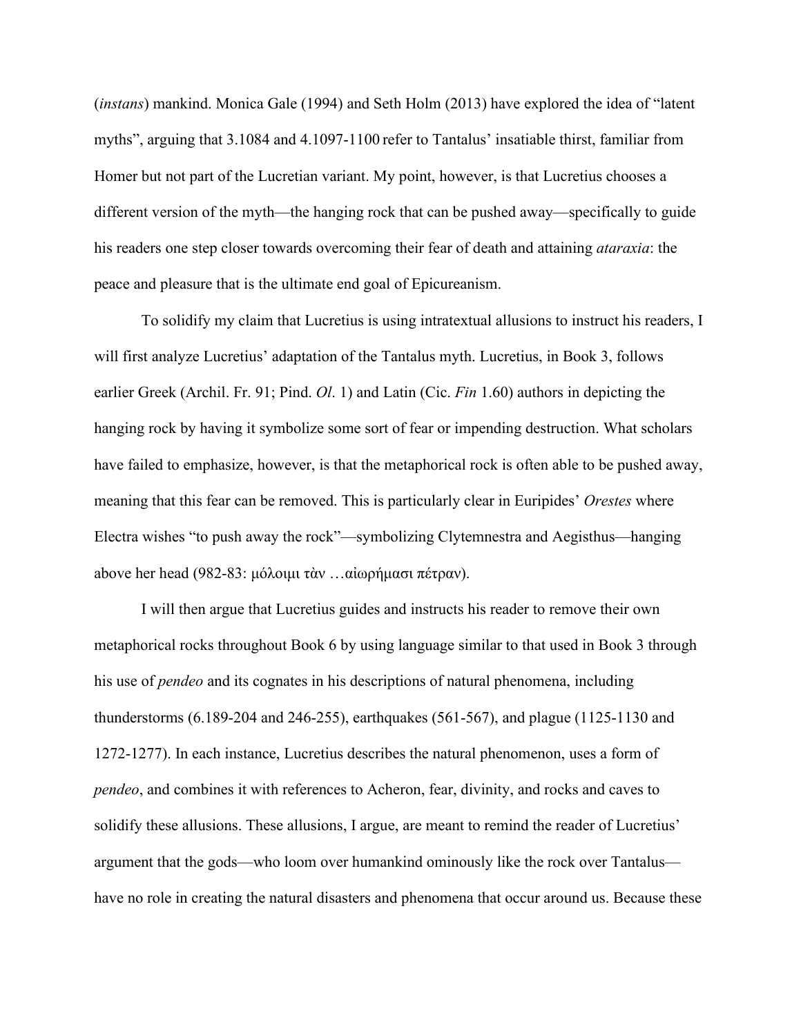(*instans*) mankind. Monica Gale (1994) and Seth Holm (2013) have explored the idea of "latent myths", arguing that 3.1084 and 4.1097-1100 refer to Tantalus' insatiable thirst, familiar from Homer but not part of the Lucretian variant. My point, however, is that Lucretius chooses a different version of the myth—the hanging rock that can be pushed away—specifically to guide his readers one step closer towards overcoming their fear of death and attaining *ataraxia*: the peace and pleasure that is the ultimate end goal of Epicureanism.

To solidify my claim that Lucretius is using intratextual allusions to instruct his readers, I will first analyze Lucretius' adaptation of the Tantalus myth. Lucretius, in Book 3, follows earlier Greek (Archil. Fr. 91; Pind. *Ol*. 1) and Latin (Cic. *Fin* 1.60) authors in depicting the hanging rock by having it symbolize some sort of fear or impending destruction. What scholars have failed to emphasize, however, is that the metaphorical rock is often able to be pushed away, meaning that this fear can be removed. This is particularly clear in Euripides' *Orestes* where Electra wishes "to push away the rock"—symbolizing Clytemnestra and Aegisthus—hanging above her head (982-83: μόλοιμι τὰν …αἰωρήμασι πέτραν).

I will then argue that Lucretius guides and instructs his reader to remove their own metaphorical rocks throughout Book 6 by using language similar to that used in Book 3 through his use of *pendeo* and its cognates in his descriptions of natural phenomena, including thunderstorms (6.189-204 and 246-255), earthquakes (561-567), and plague (1125-1130 and 1272-1277). In each instance, Lucretius describes the natural phenomenon, uses a form of *pendeo*, and combines it with references to Acheron, fear, divinity, and rocks and caves to solidify these allusions. These allusions, I argue, are meant to remind the reader of Lucretius' argument that the gods—who loom over humankind ominously like the rock over Tantalus—have no role in creating the natural disasters and phenomena that occur around us. Because these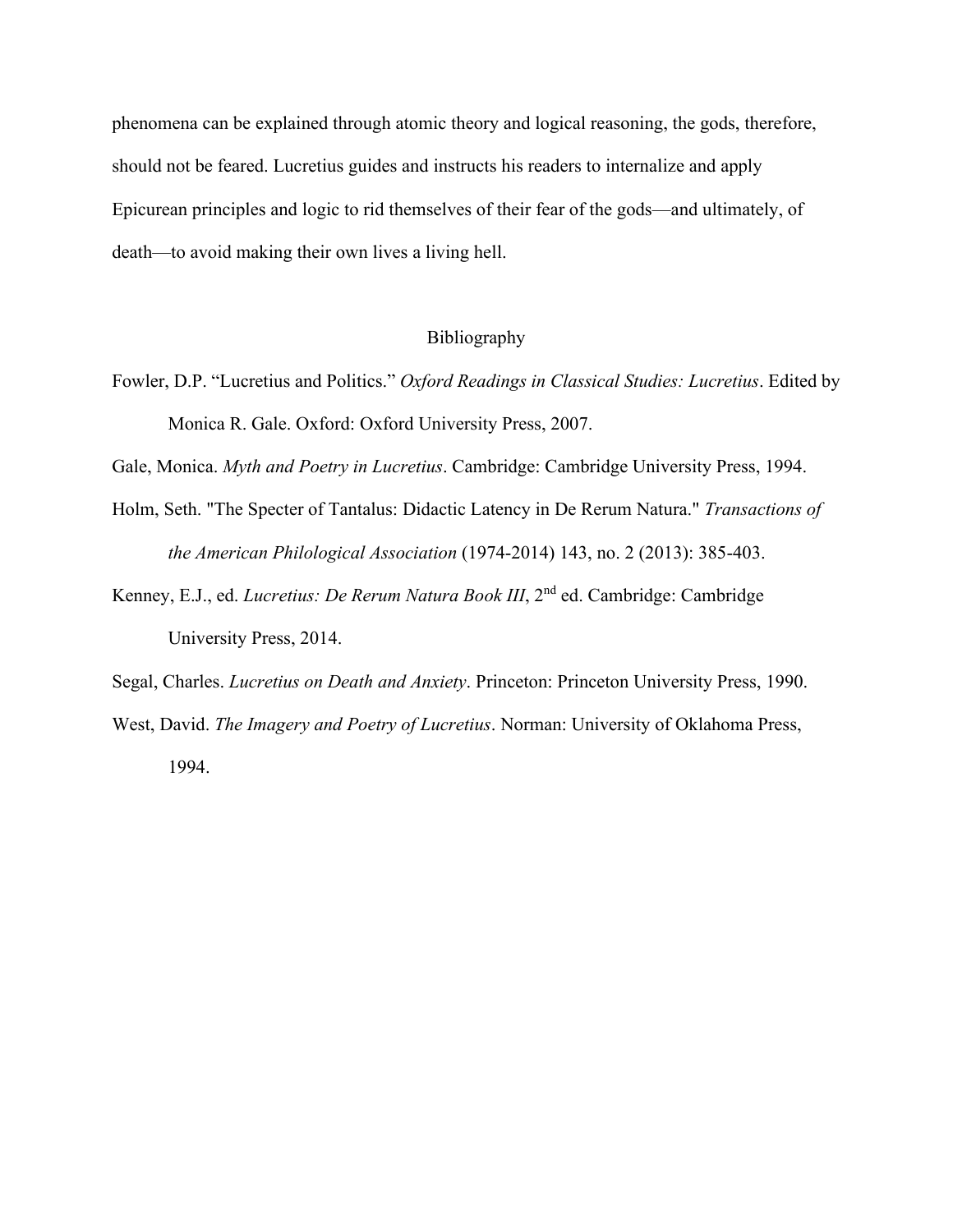phenomena can be explained through atomic theory and logical reasoning, the gods, therefore, should not be feared. Lucretius guides and instructs his readers to internalize and apply Epicurean principles and logic to rid themselves of their fear of the gods—and ultimately, of death—to avoid making their own lives a living hell.

## Bibliography

Fowler, D.P. "Lucretius and Politics." *Oxford Readings in Classical Studies: Lucretius*. Edited by Monica R. Gale. Oxford: Oxford University Press, 2007.

Gale, Monica. *Myth and Poetry in Lucretius*. Cambridge: Cambridge University Press, 1994.

Holm, Seth. "The Specter of Tantalus: Didactic Latency in De Rerum Natura." *Transactions of the American Philological Association* (1974-2014) 143, no. 2 (2013): 385-403.

Kenney, E.J., ed. *Lucretius: De Rerum Natura Book III*, 2nd ed. Cambridge: Cambridge University Press, 2014.

Segal, Charles. *Lucretius on Death and Anxiety*. Princeton: Princeton University Press, 1990.

West, David. *The Imagery and Poetry of Lucretius*. Norman: University of Oklahoma Press, 1994.